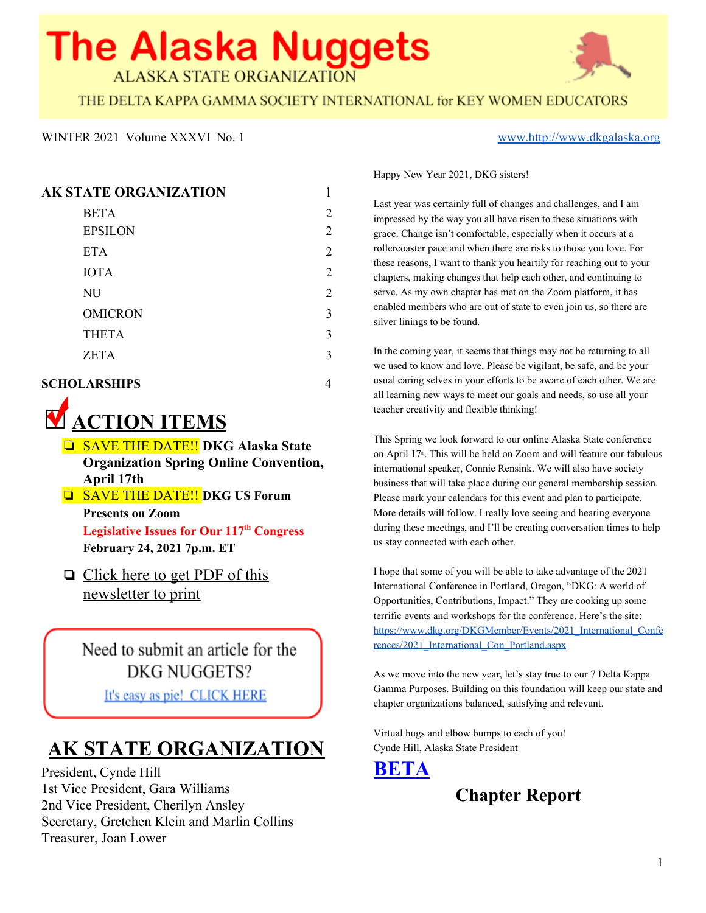# The Alaska Nuggets

ALASKA STATE ORGANIZATION

THE DELTA KAPPA GAMMA SOCIETY INTERNATIONAL for KEY WOMEN EDUCATORS

WINTER 2021 Volume XXXVI No. 1

www.http://www.dkgalaska.org

| | |
|---|---|
| **AK STATE ORGANIZATION** | 1 |
| BETA | 2 |
| EPSILON | 2 |
| ETA | 2 |
| IOTA | 2 |
| NU | 2 |
| OMICRON | 3 |
| THETA | 3 |
| ZETA | 3 |
| **SCHOLARSHIPS** | 4 |

## ACTION ITEMS

- SAVE THE DATE!! **DKG Alaska State Organization Spring Online Convention, April 17th**
- SAVE THE DATE!! **DKG US Forum Presents on Zoom**
  **Legislative Issues for Our 117th Congress**
  **February 24, 2021 7p.m. ET**
- Click here to get PDF of this newsletter to print

Need to submit an article for the DKG NUGGETS?

It's easy as pie! CLICK HERE

## AK STATE ORGANIZATION

President, Cynde Hill
1st Vice President, Gara Williams
2nd Vice President, Cherilyn Ansley
Secretary, Gretchen Klein and Marlin Collins
Treasurer, Joan Lower

Happy New Year 2021, DKG sisters!

Last year was certainly full of changes and challenges, and I am impressed by the way you all have risen to these situations with grace. Change isn't comfortable, especially when it occurs at a rollercoaster pace and when there are risks to those you love. For these reasons, I want to thank you heartily for reaching out to your chapters, making changes that help each other, and continuing to serve. As my own chapter has met on the Zoom platform, it has enabled members who are out of state to even join us, so there are silver linings to be found.

In the coming year, it seems that things may not be returning to all we used to know and love. Please be vigilant, be safe, and be your usual caring selves in your efforts to be aware of each other. We are all learning new ways to meet our goals and needs, so use all your teacher creativity and flexible thinking!

This Spring we look forward to our online Alaska State conference on April 17th. This will be held on Zoom and will feature our fabulous international speaker, Connie Rensink. We will also have society business that will take place during our general membership session. Please mark your calendars for this event and plan to participate. More details will follow. I really love seeing and hearing everyone during these meetings, and I'll be creating conversation times to help us stay connected with each other.

I hope that some of you will be able to take advantage of the 2021 International Conference in Portland, Oregon, "DKG: A world of Opportunities, Contributions, Impact." They are cooking up some terrific events and workshops for the conference. Here's the site: https://www.dkg.org/DKGMember/Events/2021_International_Conferences/2021_International_Con_Portland.aspx

As we move into the new year, let's stay true to our 7 Delta Kappa Gamma Purposes. Building on this foundation will keep our state and chapter organizations balanced, satisfying and relevant.

Virtual hugs and elbow bumps to each of you!
Cynde Hill, Alaska State President

## BETA

### Chapter Report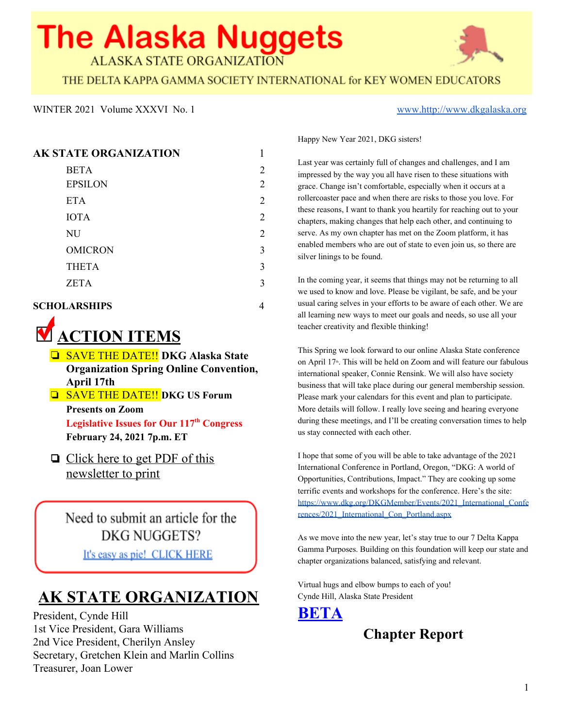# The Alaska Nuggets

ALASKA STATE ORGANIZATION

THE DELTA KAPPA GAMMA SOCIETY INTERNATIONAL for KEY WOMEN EDUCATORS

WINTER 2021 Volume XXXVI No. 1

www.http://www.dkgalaska.org

| | |
|---|---|
| **AK STATE ORGANIZATION** | 1 |
| BETA | 2 |
| EPSILON | 2 |
| ETA | 2 |
| IOTA | 2 |
| NU | 2 |
| OMICRON | 3 |
| THETA | 3 |
| ZETA | 3 |
| **SCHOLARSHIPS** | 4 |

## ACTION ITEMS

- SAVE THE DATE!! **DKG Alaska State Organization Spring Online Convention, April 17th**
- SAVE THE DATE!! **DKG US Forum Presents on Zoom**
  **Legislative Issues for Our 117th Congress**
  **February 24, 2021 7p.m. ET**
- Click here to get PDF of this newsletter to print

Need to submit an article for the DKG NUGGETS?

It's easy as pie! CLICK HERE

## AK STATE ORGANIZATION

President, Cynde Hill
1st Vice President, Gara Williams
2nd Vice President, Cherilyn Ansley
Secretary, Gretchen Klein and Marlin Collins
Treasurer, Joan Lower

Happy New Year 2021, DKG sisters!

Last year was certainly full of changes and challenges, and I am impressed by the way you all have risen to these situations with grace. Change isn't comfortable, especially when it occurs at a rollercoaster pace and when there are risks to those you love. For these reasons, I want to thank you heartily for reaching out to your chapters, making changes that help each other, and continuing to serve. As my own chapter has met on the Zoom platform, it has enabled members who are out of state to even join us, so there are silver linings to be found.

In the coming year, it seems that things may not be returning to all we used to know and love. Please be vigilant, be safe, and be your usual caring selves in your efforts to be aware of each other. We are all learning new ways to meet our goals and needs, so use all your teacher creativity and flexible thinking!

This Spring we look forward to our online Alaska State conference on April 17th. This will be held on Zoom and will feature our fabulous international speaker, Connie Rensink. We will also have society business that will take place during our general membership session. Please mark your calendars for this event and plan to participate. More details will follow. I really love seeing and hearing everyone during these meetings, and I'll be creating conversation times to help us stay connected with each other.

I hope that some of you will be able to take advantage of the 2021 International Conference in Portland, Oregon, "DKG: A world of Opportunities, Contributions, Impact." They are cooking up some terrific events and workshops for the conference. Here's the site: https://www.dkg.org/DKGMember/Events/2021_International_Conferences/2021_International_Con_Portland.aspx

As we move into the new year, let's stay true to our 7 Delta Kappa Gamma Purposes. Building on this foundation will keep our state and chapter organizations balanced, satisfying and relevant.

Virtual hugs and elbow bumps to each of you!
Cynde Hill, Alaska State President

## BETA

### Chapter Report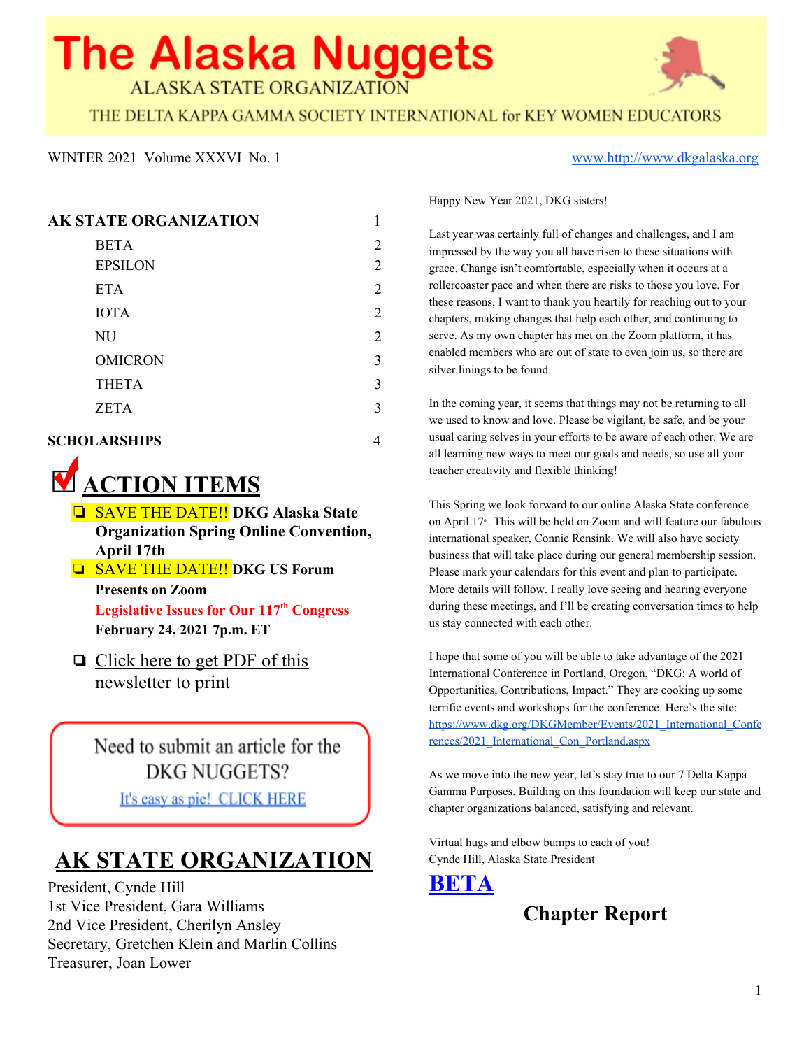# The Alaska Nuggets

ALASKA STATE ORGANIZATION

THE DELTA KAPPA GAMMA SOCIETY INTERNATIONAL for KEY WOMEN EDUCATORS

WINTER 2021 Volume XXXVI No. 1

www.http://www.dkgalaska.org

| | |
|---|---|
| **AK STATE ORGANIZATION** | 1 |
| BETA | 2 |
| EPSILON | 2 |
| ETA | 2 |
| IOTA | 2 |
| NU | 2 |
| OMICRON | 3 |
| THETA | 3 |
| ZETA | 3 |
| **SCHOLARSHIPS** | 4 |

## ACTION ITEMS

- SAVE THE DATE!! **DKG Alaska State Organization Spring Online Convention, April 17th**
- SAVE THE DATE!! **DKG US Forum Presents on Zoom**
  **Legislative Issues for Our 117th Congress**
  **February 24, 2021 7p.m. ET**
- Click here to get PDF of this newsletter to print

Need to submit an article for the DKG NUGGETS?

It's easy as pie! CLICK HERE

## AK STATE ORGANIZATION

President, Cynde Hill
1st Vice President, Gara Williams
2nd Vice President, Cherilyn Ansley
Secretary, Gretchen Klein and Marlin Collins
Treasurer, Joan Lower

Happy New Year 2021, DKG sisters!

Last year was certainly full of changes and challenges, and I am impressed by the way you all have risen to these situations with grace. Change isn't comfortable, especially when it occurs at a rollercoaster pace and when there are risks to those you love. For these reasons, I want to thank you heartily for reaching out to your chapters, making changes that help each other, and continuing to serve. As my own chapter has met on the Zoom platform, it has enabled members who are out of state to even join us, so there are silver linings to be found.

In the coming year, it seems that things may not be returning to all we used to know and love. Please be vigilant, be safe, and be your usual caring selves in your efforts to be aware of each other. We are all learning new ways to meet our goals and needs, so use all your teacher creativity and flexible thinking!

This Spring we look forward to our online Alaska State conference on April 17th. This will be held on Zoom and will feature our fabulous international speaker, Connie Rensink. We will also have society business that will take place during our general membership session. Please mark your calendars for this event and plan to participate. More details will follow. I really love seeing and hearing everyone during these meetings, and I'll be creating conversation times to help us stay connected with each other.

I hope that some of you will be able to take advantage of the 2021 International Conference in Portland, Oregon, "DKG: A world of Opportunities, Contributions, Impact." They are cooking up some terrific events and workshops for the conference. Here's the site: https://www.dkg.org/DKGMember/Events/2021_International_Conferences/2021_International_Con_Portland.aspx

As we move into the new year, let's stay true to our 7 Delta Kappa Gamma Purposes. Building on this foundation will keep our state and chapter organizations balanced, satisfying and relevant.

Virtual hugs and elbow bumps to each of you!
Cynde Hill, Alaska State President

## BETA

### Chapter Report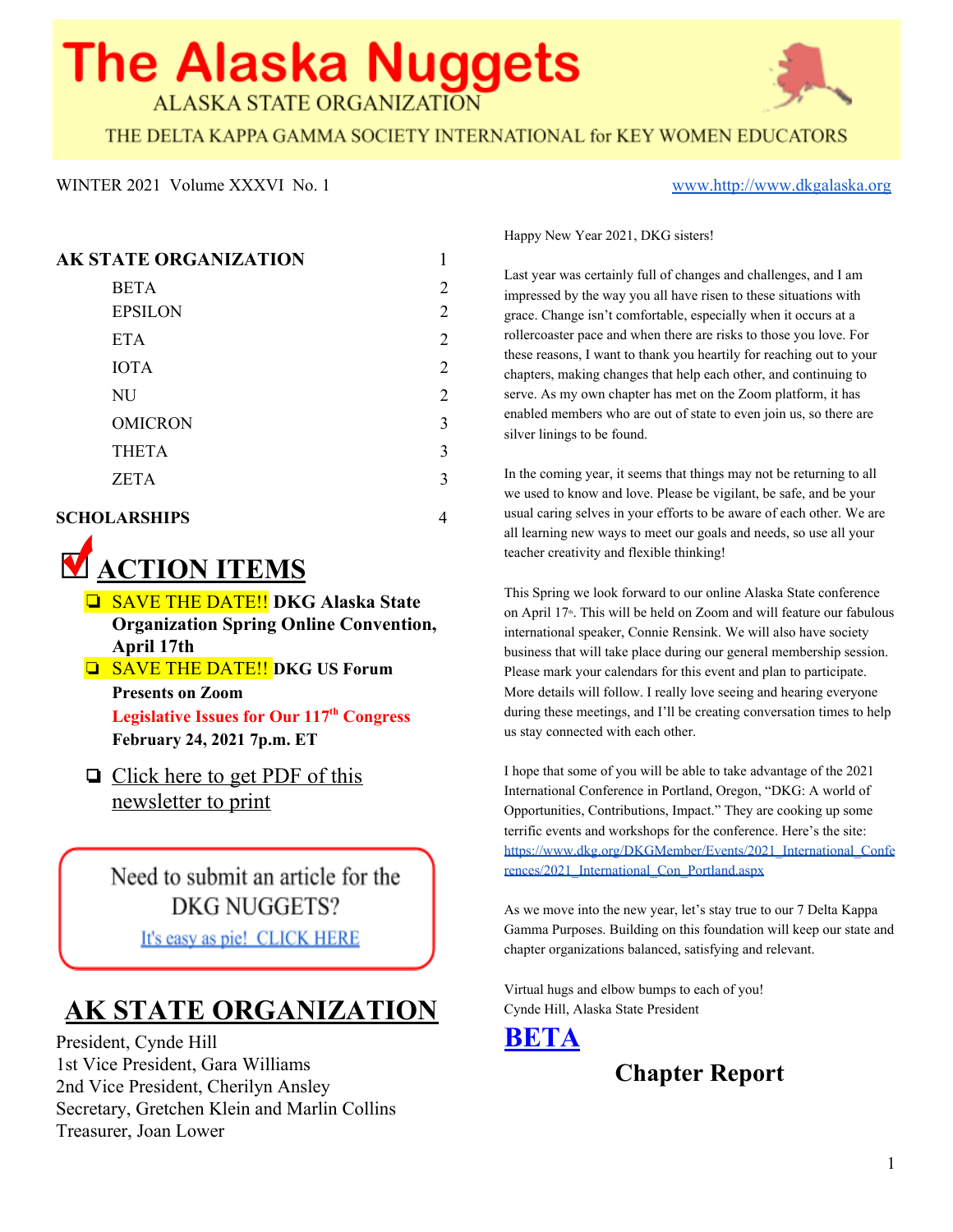# The Alaska Nuggets

ALASKA STATE ORGANIZATION

THE DELTA KAPPA GAMMA SOCIETY INTERNATIONAL for KEY WOMEN EDUCATORS

WINTER 2021 Volume XXXVI No. 1

www.http://www.dkgalaska.org

| | |
|---|---|
| **AK STATE ORGANIZATION** | 1 |
| BETA | 2 |
| EPSILON | 2 |
| ETA | 2 |
| IOTA | 2 |
| NU | 2 |
| OMICRON | 3 |
| THETA | 3 |
| ZETA | 3 |
| **SCHOLARSHIPS** | 4 |

## ACTION ITEMS

- SAVE THE DATE!! **DKG Alaska State Organization Spring Online Convention, April 17th**
- SAVE THE DATE!! **DKG US Forum Presents on Zoom**
  **Legislative Issues for Our 117th Congress**
  **February 24, 2021 7p.m. ET**
- Click here to get PDF of this newsletter to print

Need to submit an article for the DKG NUGGETS?

It's easy as pie! CLICK HERE

## AK STATE ORGANIZATION

President, Cynde Hill
1st Vice President, Gara Williams
2nd Vice President, Cherilyn Ansley
Secretary, Gretchen Klein and Marlin Collins
Treasurer, Joan Lower

Happy New Year 2021, DKG sisters!

Last year was certainly full of changes and challenges, and I am impressed by the way you all have risen to these situations with grace. Change isn't comfortable, especially when it occurs at a rollercoaster pace and when there are risks to those you love. For these reasons, I want to thank you heartily for reaching out to your chapters, making changes that help each other, and continuing to serve. As my own chapter has met on the Zoom platform, it has enabled members who are out of state to even join us, so there are silver linings to be found.

In the coming year, it seems that things may not be returning to all we used to know and love. Please be vigilant, be safe, and be your usual caring selves in your efforts to be aware of each other. We are all learning new ways to meet our goals and needs, so use all your teacher creativity and flexible thinking!

This Spring we look forward to our online Alaska State conference on April 17th. This will be held on Zoom and will feature our fabulous international speaker, Connie Rensink. We will also have society business that will take place during our general membership session. Please mark your calendars for this event and plan to participate. More details will follow. I really love seeing and hearing everyone during these meetings, and I'll be creating conversation times to help us stay connected with each other.

I hope that some of you will be able to take advantage of the 2021 International Conference in Portland, Oregon, "DKG: A world of Opportunities, Contributions, Impact." They are cooking up some terrific events and workshops for the conference. Here's the site: https://www.dkg.org/DKGMember/Events/2021_International_Conferences/2021_International_Con_Portland.aspx

As we move into the new year, let's stay true to our 7 Delta Kappa Gamma Purposes. Building on this foundation will keep our state and chapter organizations balanced, satisfying and relevant.

Virtual hugs and elbow bumps to each of you!
Cynde Hill, Alaska State President

## BETA

### Chapter Report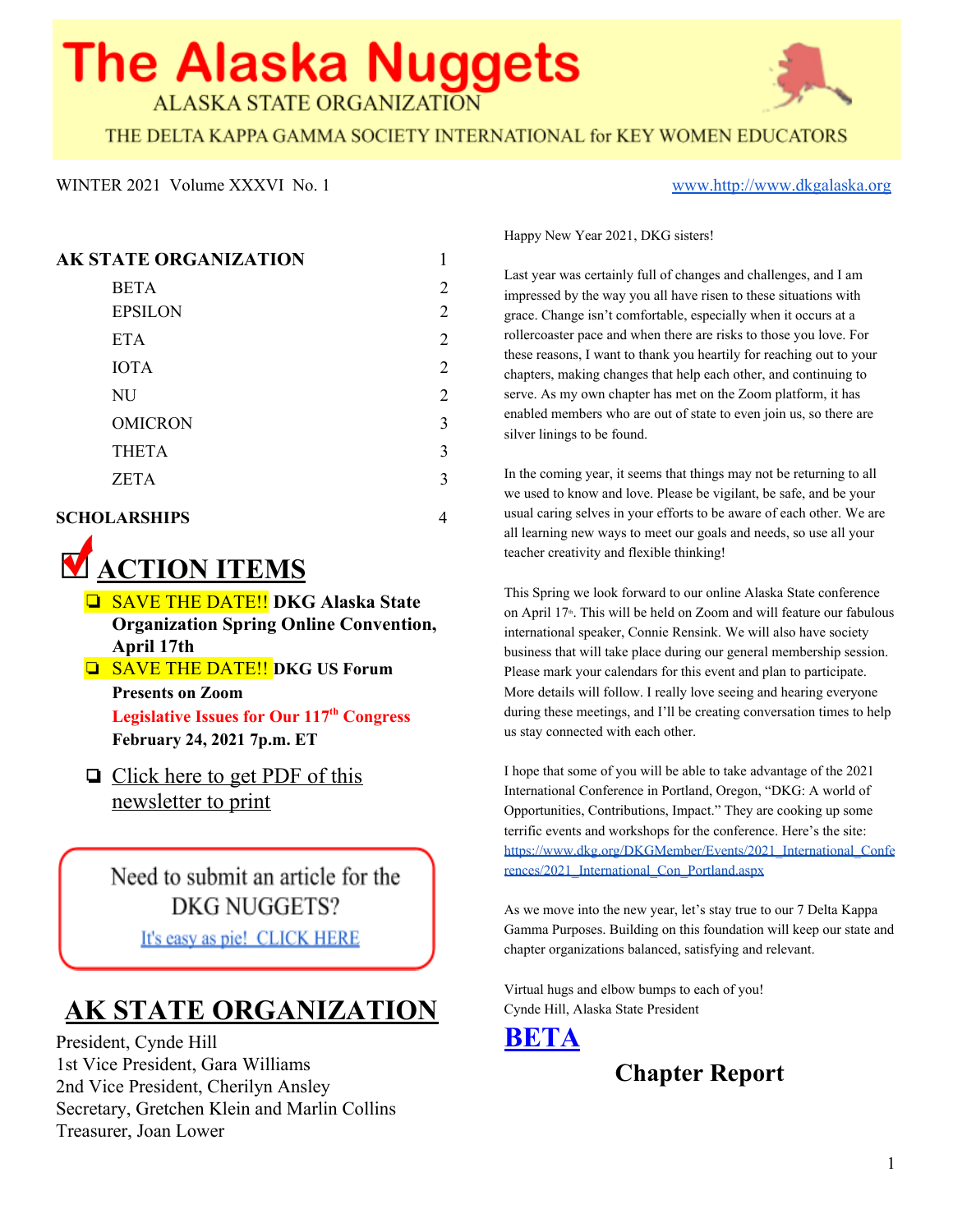# The Alaska Nuggets

ALASKA STATE ORGANIZATION

THE DELTA KAPPA GAMMA SOCIETY INTERNATIONAL for KEY WOMEN EDUCATORS

WINTER 2021 Volume XXXVI No. 1

[www.http://www.dkgalaska.org](http://www.dkgalaska.org)

| | |
|---|---|
| **AK STATE ORGANIZATION** | 1 |
| BETA | 2 |
| EPSILON | 2 |
| ETA | 2 |
| IOTA | 2 |
| NU | 2 |
| OMICRON | 3 |
| THETA | 3 |
| ZETA | 3 |
| **SCHOLARSHIPS** | 4 |

## ACTION ITEMS

- SAVE THE DATE!! **DKG Alaska State Organization Spring Online Convention, April 17th**
- SAVE THE DATE!! **DKG US Forum Presents on Zoom**
  **Legislative Issues for Our 117th Congress**
  **February 24, 2021 7p.m. ET**
- Click here to get PDF of this newsletter to print

Need to submit an article for the DKG NUGGETS?

It's easy as pie! CLICK HERE

## AK STATE ORGANIZATION

President, Cynde Hill
1st Vice President, Gara Williams
2nd Vice President, Cherilyn Ansley
Secretary, Gretchen Klein and Marlin Collins
Treasurer, Joan Lower

Happy New Year 2021, DKG sisters!

Last year was certainly full of changes and challenges, and I am impressed by the way you all have risen to these situations with grace. Change isn't comfortable, especially when it occurs at a rollercoaster pace and when there are risks to those you love. For these reasons, I want to thank you heartily for reaching out to your chapters, making changes that help each other, and continuing to serve. As my own chapter has met on the Zoom platform, it has enabled members who are out of state to even join us, so there are silver linings to be found.

In the coming year, it seems that things may not be returning to all we used to know and love. Please be vigilant, be safe, and be your usual caring selves in your efforts to be aware of each other. We are all learning new ways to meet our goals and needs, so use all your teacher creativity and flexible thinking!

This Spring we look forward to our online Alaska State conference on April 17th. This will be held on Zoom and will feature our fabulous international speaker, Connie Rensink. We will also have society business that will take place during our general membership session. Please mark your calendars for this event and plan to participate. More details will follow. I really love seeing and hearing everyone during these meetings, and I'll be creating conversation times to help us stay connected with each other.

I hope that some of you will be able to take advantage of the 2021 International Conference in Portland, Oregon, "DKG: A world of Opportunities, Contributions, Impact." They are cooking up some terrific events and workshops for the conference. Here's the site: [https://www.dkg.org/DKGMember/Events/2021_International_Conferences/2021_International_Con_Portland.aspx](https://www.dkg.org/DKGMember/Events/2021_International_Conferences/2021_International_Con_Portland.aspx)

As we move into the new year, let's stay true to our 7 Delta Kappa Gamma Purposes. Building on this foundation will keep our state and chapter organizations balanced, satisfying and relevant.

Virtual hugs and elbow bumps to each of you!
Cynde Hill, Alaska State President

## BETA

### Chapter Report